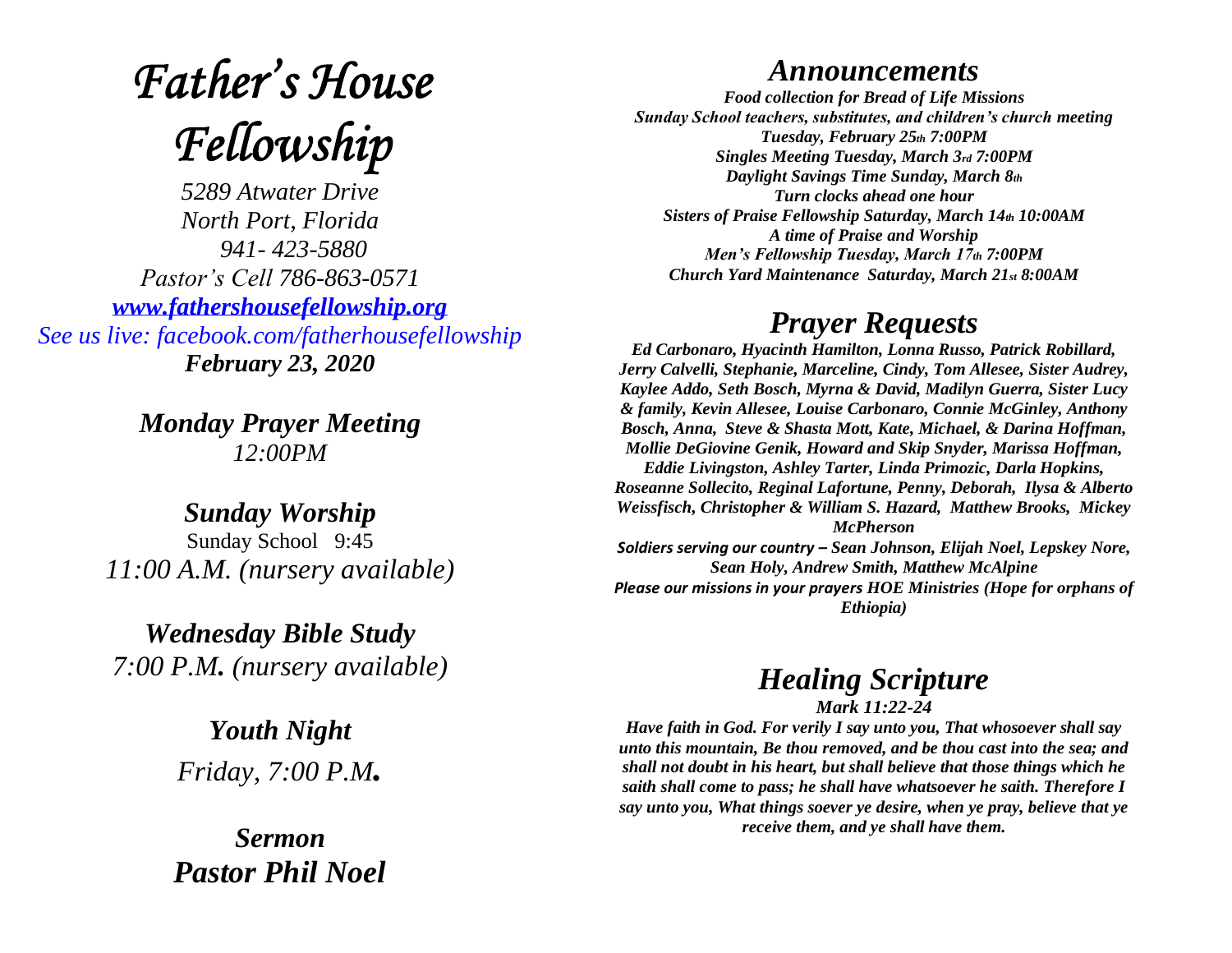# *Father's House Fellowship*

*5289 Atwater Drive*
*North Port, Florida*
*941- 423-5880*
*Pastor's Cell 786-863-0571*
*www.fathershousefellowship.org*
*See us live: facebook.com/fatherhousefellowship*
***February 23, 2020***

## *Monday Prayer Meeting*
*12:00PM*

## *Sunday Worship*
Sunday School 9:45
*11:00 A.M. (nursery available)*

## *Wednesday Bible Study*
*7:00 P.M. (nursery available)*

## *Youth Night*
*Friday, 7:00 P.M.*

## *Sermon*
## *Pastor Phil Noel*

# *Announcements*

***Food collection for Bread of Life Missions***
***Sunday School teachers, substitutes, and children's church meeting Tuesday, February 25th 7:00PM***
***Singles Meeting Tuesday, March 3rd 7:00PM***
***Daylight Savings Time Sunday, March 8th***
***Turn clocks ahead one hour***
***Sisters of Praise Fellowship Saturday, March 14th 10:00AM***
***A time of Praise and Worship***
***Men's Fellowship Tuesday, March 17th 7:00PM***
***Church Yard Maintenance Saturday, March 21st 8:00AM***

# *Prayer Requests*

***Ed Carbonaro, Hyacinth Hamilton, Lonna Russo, Patrick Robillard, Jerry Calvelli, Stephanie, Marceline, Cindy, Tom Allesee, Sister Audrey, Kaylee Addo, Seth Bosch, Myrna & David, Madilyn Guerra, Sister Lucy & family, Kevin Allesee, Louise Carbonaro, Connie McGinley, Anthony Bosch, Anna, Steve & Shasta Mott, Kate, Michael, & Darina Hoffman, Mollie DeGiovine Genik, Howard and Skip Snyder, Marissa Hoffman, Eddie Livingston, Ashley Tarter, Linda Primozic, Darla Hopkins, Roseanne Sollecito, Reginal Lafortune, Penny, Deborah, Ilysa & Alberto Weissfisch, Christopher & William S. Hazard, Matthew Brooks, Mickey McPherson***

***Soldiers serving our country – Sean Johnson, Elijah Noel, Lepskey Nore, Sean Holy, Andrew Smith, Matthew McAlpine***

***Please our missions in your prayers HOE Ministries (Hope for orphans of Ethiopia)***

# *Healing Scripture*

***Mark 11:22-24***

***Have faith in God. For verily I say unto you, That whosoever shall say unto this mountain, Be thou removed, and be thou cast into the sea; and shall not doubt in his heart, but shall believe that those things which he saith shall come to pass; he shall have whatsoever he saith. Therefore I say unto you, What things soever ye desire, when ye pray, believe that ye receive them, and ye shall have them.***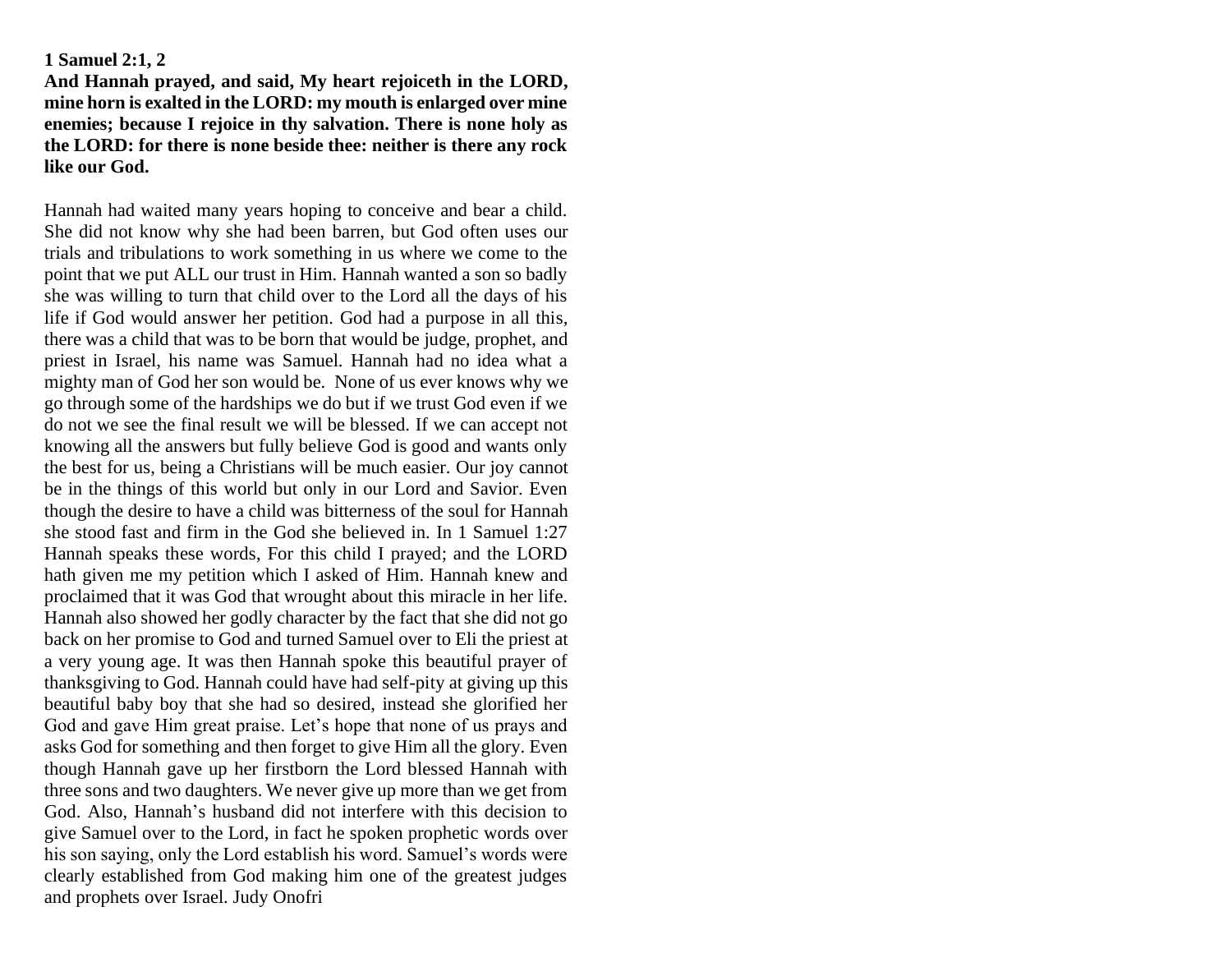**1 Samuel 2:1, 2**

**And Hannah prayed, and said, My heart rejoiceth in the LORD, mine horn is exalted in the LORD: my mouth is enlarged over mine enemies; because I rejoice in thy salvation. There is none holy as the LORD: for there is none beside thee: neither is there any rock like our God.**

Hannah had waited many years hoping to conceive and bear a child. She did not know why she had been barren, but God often uses our trials and tribulations to work something in us where we come to the point that we put ALL our trust in Him. Hannah wanted a son so badly she was willing to turn that child over to the Lord all the days of his life if God would answer her petition. God had a purpose in all this, there was a child that was to be born that would be judge, prophet, and priest in Israel, his name was Samuel. Hannah had no idea what a mighty man of God her son would be. None of us ever knows why we go through some of the hardships we do but if we trust God even if we do not we see the final result we will be blessed. If we can accept not knowing all the answers but fully believe God is good and wants only the best for us, being a Christians will be much easier. Our joy cannot be in the things of this world but only in our Lord and Savior. Even though the desire to have a child was bitterness of the soul for Hannah she stood fast and firm in the God she believed in. In 1 Samuel 1:27 Hannah speaks these words, For this child I prayed; and the LORD hath given me my petition which I asked of Him. Hannah knew and proclaimed that it was God that wrought about this miracle in her life. Hannah also showed her godly character by the fact that she did not go back on her promise to God and turned Samuel over to Eli the priest at a very young age. It was then Hannah spoke this beautiful prayer of thanksgiving to God. Hannah could have had self-pity at giving up this beautiful baby boy that she had so desired, instead she glorified her God and gave Him great praise. Let's hope that none of us prays and asks God for something and then forget to give Him all the glory. Even though Hannah gave up her firstborn the Lord blessed Hannah with three sons and two daughters. We never give up more than we get from God. Also, Hannah's husband did not interfere with this decision to give Samuel over to the Lord, in fact he spoken prophetic words over his son saying, only the Lord establish his word. Samuel's words were clearly established from God making him one of the greatest judges and prophets over Israel. Judy Onofri